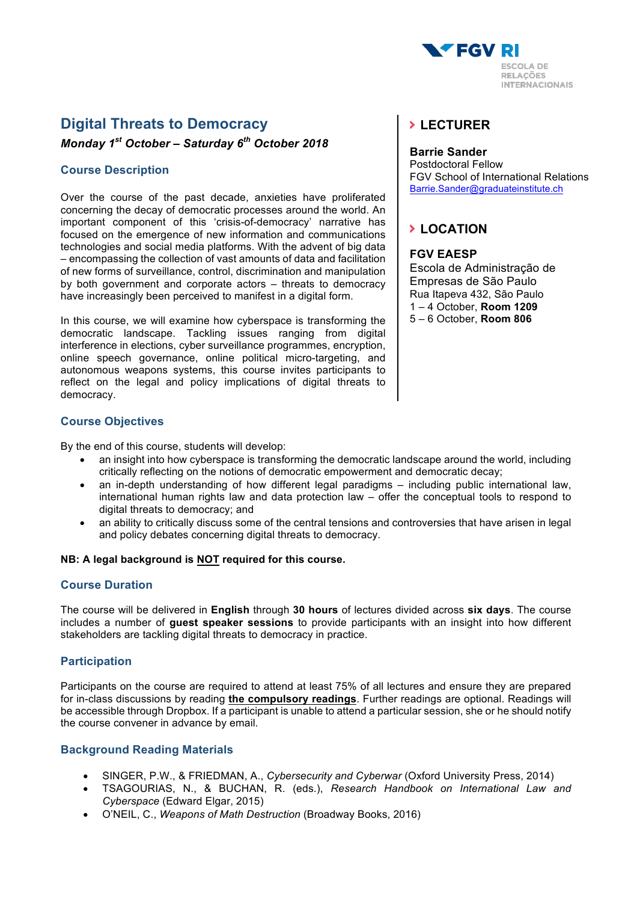FGV RI
ESCOLA DE RELAÇÕES INTERNACIONAIS

# Digital Threats to Democracy

***Monday 1st October – Saturday 6th October 2018***

## Course Description

Over the course of the past decade, anxieties have proliferated concerning the decay of democratic processes around the world. An important component of this 'crisis-of-democracy' narrative has focused on the emergence of new information and communications technologies and social media platforms. With the advent of big data – encompassing the collection of vast amounts of data and facilitation of new forms of surveillance, control, discrimination and manipulation by both government and corporate actors – threats to democracy have increasingly been perceived to manifest in a digital form.

In this course, we will examine how cyberspace is transforming the democratic landscape. Tackling issues ranging from digital interference in elections, cyber surveillance programmes, encryption, online speech governance, online political micro-targeting, and autonomous weapons systems, this course invites participants to reflect on the legal and policy implications of digital threats to democracy.

## LECTURER

**Barrie Sander**
Postdoctoral Fellow
FGV School of International Relations
Barrie.Sander@graduateinstitute.ch

## LOCATION

**FGV EAESP**
Escola de Administração de Empresas de São Paulo
Rua Itapeva 432, São Paulo
1 – 4 October, **Room 1209**
5 – 6 October, **Room 806**

## Course Objectives

By the end of this course, students will develop:

- an insight into how cyberspace is transforming the democratic landscape around the world, including critically reflecting on the notions of democratic empowerment and democratic decay;
- an in-depth understanding of how different legal paradigms – including public international law, international human rights law and data protection law – offer the conceptual tools to respond to digital threats to democracy; and
- an ability to critically discuss some of the central tensions and controversies that have arisen in legal and policy debates concerning digital threats to democracy.

**NB: A legal background is <u>NOT</u> required for this course.**

## Course Duration

The course will be delivered in **English** through **30 hours** of lectures divided across **six days**. The course includes a number of **guest speaker sessions** to provide participants with an insight into how different stakeholders are tackling digital threats to democracy in practice.

## Participation

Participants on the course are required to attend at least 75% of all lectures and ensure they are prepared for in-class discussions by reading **<u>the compulsory readings</u>**. Further readings are optional. Readings will be accessible through Dropbox. If a participant is unable to attend a particular session, she or he should notify the course convener in advance by email.

## Background Reading Materials

- SINGER, P.W., & FRIEDMAN, A., *Cybersecurity and Cyberwar* (Oxford University Press, 2014)
- TSAGOURIAS, N., & BUCHAN, R. (eds.), *Research Handbook on International Law and Cyberspace* (Edward Elgar, 2015)
- O'NEIL, C., *Weapons of Math Destruction* (Broadway Books, 2016)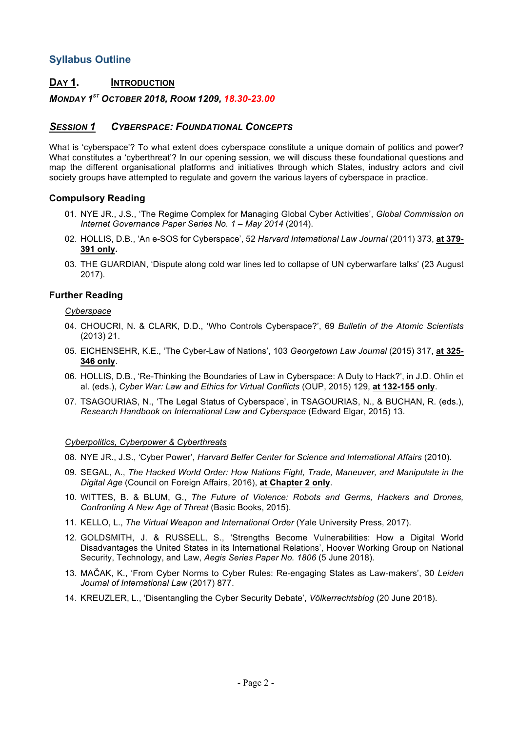## Syllabus Outline

### DAY 1. INTRODUCTION

***MONDAY 1ST OCTOBER 2018, ROOM 1209, 18.30-23.00***

### *SESSION 1 CYBERSPACE: FOUNDATIONAL CONCEPTS*

What is 'cyberspace'? To what extent does cyberspace constitute a unique domain of politics and power? What constitutes a 'cyberthreat'? In our opening session, we will discuss these foundational questions and map the different organisational platforms and initiatives through which States, industry actors and civil society groups have attempted to regulate and govern the various layers of cyberspace in practice.

#### Compulsory Reading

01. NYE JR., J.S., 'The Regime Complex for Managing Global Cyber Activities', *Global Commission on Internet Governance Paper Series No. 1 – May 2014* (2014).
02. HOLLIS, D.B., 'An e-SOS for Cyberspace', 52 *Harvard International Law Journal* (2011) 373, **at 379-391 only**.
03. THE GUARDIAN, 'Dispute along cold war lines led to collapse of UN cyberwarfare talks' (23 August 2017).

#### Further Reading

*Cyberspace*

04. CHOUCRI, N. & CLARK, D.D., 'Who Controls Cyberspace?', 69 *Bulletin of the Atomic Scientists* (2013) 21.
05. EICHENSEHR, K.E., 'The Cyber-Law of Nations', 103 *Georgetown Law Journal* (2015) 317, **at 325-346 only**.
06. HOLLIS, D.B., 'Re-Thinking the Boundaries of Law in Cyberspace: A Duty to Hack?', in J.D. Ohlin et al. (eds.), *Cyber War: Law and Ethics for Virtual Conflicts* (OUP, 2015) 129, **at 132-155 only**.
07. TSAGOURIAS, N., 'The Legal Status of Cyberspace', in TSAGOURIAS, N., & BUCHAN, R. (eds.), *Research Handbook on International Law and Cyberspace* (Edward Elgar, 2015) 13.

*Cyberpolitics, Cyberpower & Cyberthreats*

08. NYE JR., J.S., 'Cyber Power', *Harvard Belfer Center for Science and International Affairs* (2010).
09. SEGAL, A., *The Hacked World Order: How Nations Fight, Trade, Maneuver, and Manipulate in the Digital Age* (Council on Foreign Affairs, 2016), **at Chapter 2 only**.
10. WITTES, B. & BLUM, G., *The Future of Violence: Robots and Germs, Hackers and Drones, Confronting A New Age of Threat* (Basic Books, 2015).
11. KELLO, L., *The Virtual Weapon and International Order* (Yale University Press, 2017).
12. GOLDSMITH, J. & RUSSELL, S., 'Strengths Become Vulnerabilities: How a Digital World Disadvantages the United States in its International Relations', Hoover Working Group on National Security, Technology, and Law, *Aegis Series Paper No. 1806* (5 June 2018).
13. MAČAK, K., 'From Cyber Norms to Cyber Rules: Re-engaging States as Law-makers', 30 *Leiden Journal of International Law* (2017) 877.
14. KREUZLER, L., 'Disentangling the Cyber Security Debate', *Völkerrechtsblog* (20 June 2018).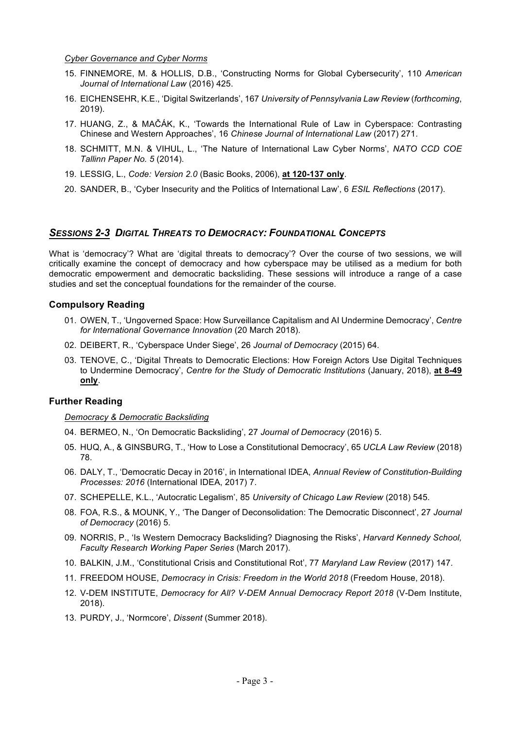*Cyber Governance and Cyber Norms*

15. FINNEMORE, M. & HOLLIS, D.B., 'Constructing Norms for Global Cybersecurity', 110 *American Journal of International Law* (2016) 425.
16. EICHENSEHR, K.E., 'Digital Switzerlands', 167 *University of Pennsylvania Law Review* (*forthcoming*, 2019).
17. HUANG, Z., & MAČÁK, K., 'Towards the International Rule of Law in Cyberspace: Contrasting Chinese and Western Approaches', 16 *Chinese Journal of International Law* (2017) 271.
18. SCHMITT, M.N. & VIHUL, L., 'The Nature of International Law Cyber Norms', *NATO CCD COE Tallinn Paper No. 5* (2014).
19. LESSIG, L., *Code: Version 2.0* (Basic Books, 2006), **at 120-137 only**.
20. SANDER, B., 'Cyber Insecurity and the Politics of International Law', 6 *ESIL Reflections* (2017).

## *SESSIONS 2-3 DIGITAL THREATS TO DEMOCRACY: FOUNDATIONAL CONCEPTS*

What is 'democracy'? What are 'digital threats to democracy'? Over the course of two sessions, we will critically examine the concept of democracy and how cyberspace may be utilised as a medium for both democratic empowerment and democratic backsliding. These sessions will introduce a range of a case studies and set the conceptual foundations for the remainder of the course.

### Compulsory Reading

01. OWEN, T., 'Ungoverned Space: How Surveillance Capitalism and AI Undermine Democracy', *Centre for International Governance Innovation* (20 March 2018).
02. DEIBERT, R., 'Cyberspace Under Siege', 26 *Journal of Democracy* (2015) 64.
03. TENOVE, C., 'Digital Threats to Democratic Elections: How Foreign Actors Use Digital Techniques to Undermine Democracy', *Centre for the Study of Democratic Institutions* (January, 2018), **at 8-49 only**.

### Further Reading

*Democracy & Democratic Backsliding*

04. BERMEO, N., 'On Democratic Backsliding', 27 *Journal of Democracy* (2016) 5.
05. HUQ, A., & GINSBURG, T., 'How to Lose a Constitutional Democracy', 65 *UCLA Law Review* (2018) 78.
06. DALY, T., 'Democratic Decay in 2016', in International IDEA, *Annual Review of Constitution-Building Processes: 2016* (International IDEA, 2017) 7.
07. SCHEPELLE, K.L., 'Autocratic Legalism', 85 *University of Chicago Law Review* (2018) 545.
08. FOA, R.S., & MOUNK, Y., 'The Danger of Deconsolidation: The Democratic Disconnect', 27 *Journal of Democracy* (2016) 5.
09. NORRIS, P., 'Is Western Democracy Backsliding? Diagnosing the Risks', *Harvard Kennedy School, Faculty Research Working Paper Series* (March 2017).
10. BALKIN, J.M., 'Constitutional Crisis and Constitutional Rot', 77 *Maryland Law Review* (2017) 147.
11. FREEDOM HOUSE, *Democracy in Crisis: Freedom in the World 2018* (Freedom House, 2018).
12. V-DEM INSTITUTE, *Democracy for All? V-DEM Annual Democracy Report 2018* (V-Dem Institute, 2018).
13. PURDY, J., 'Normcore', *Dissent* (Summer 2018).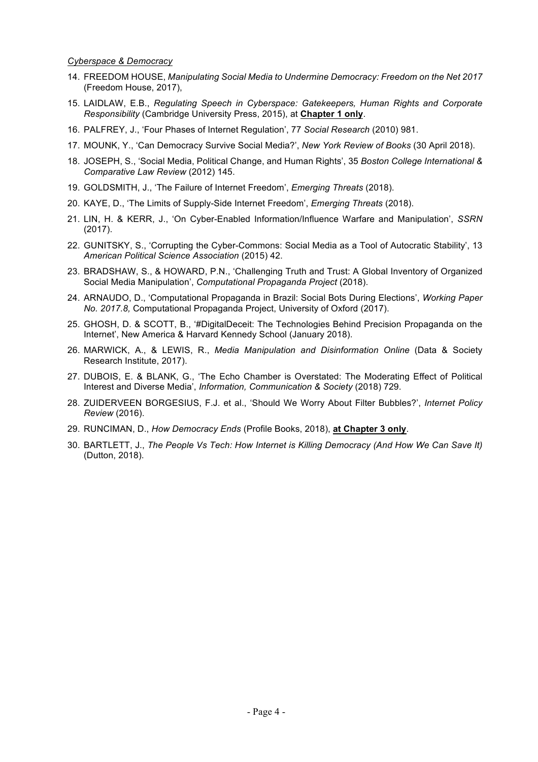*Cyberspace & Democracy*

14. FREEDOM HOUSE, *Manipulating Social Media to Undermine Democracy: Freedom on the Net 2017* (Freedom House, 2017),
15. LAIDLAW, E.B., *Regulating Speech in Cyberspace: Gatekeepers, Human Rights and Corporate Responsibility* (Cambridge University Press, 2015), at **Chapter 1 only**.
16. PALFREY, J., 'Four Phases of Internet Regulation', 77 *Social Research* (2010) 981.
17. MOUNK, Y., 'Can Democracy Survive Social Media?', *New York Review of Books* (30 April 2018).
18. JOSEPH, S., 'Social Media, Political Change, and Human Rights', 35 *Boston College International & Comparative Law Review* (2012) 145.
19. GOLDSMITH, J., 'The Failure of Internet Freedom', *Emerging Threats* (2018).
20. KAYE, D., 'The Limits of Supply-Side Internet Freedom', *Emerging Threats* (2018).
21. LIN, H. & KERR, J., 'On Cyber-Enabled Information/Influence Warfare and Manipulation', *SSRN* (2017).
22. GUNITSKY, S., 'Corrupting the Cyber-Commons: Social Media as a Tool of Autocratic Stability', 13 *American Political Science Association* (2015) 42.
23. BRADSHAW, S., & HOWARD, P.N., 'Challenging Truth and Trust: A Global Inventory of Organized Social Media Manipulation', *Computational Propaganda Project* (2018).
24. ARNAUDO, D., 'Computational Propaganda in Brazil: Social Bots During Elections', *Working Paper No. 2017.8,* Computational Propaganda Project, University of Oxford (2017).
25. GHOSH, D. & SCOTT, B., '#DigitalDeceit: The Technologies Behind Precision Propaganda on the Internet', New America & Harvard Kennedy School (January 2018).
26. MARWICK, A., & LEWIS, R., *Media Manipulation and Disinformation Online* (Data & Society Research Institute, 2017).
27. DUBOIS, E. & BLANK, G., 'The Echo Chamber is Overstated: The Moderating Effect of Political Interest and Diverse Media', *Information, Communication & Society* (2018) 729.
28. ZUIDERVEEN BORGESIUS, F.J. et al., 'Should We Worry About Filter Bubbles?', *Internet Policy Review* (2016).
29. RUNCIMAN, D., *How Democracy Ends* (Profile Books, 2018), **at Chapter 3 only**.
30. BARTLETT, J., *The People Vs Tech: How Internet is Killing Democracy (And How We Can Save It)* (Dutton, 2018).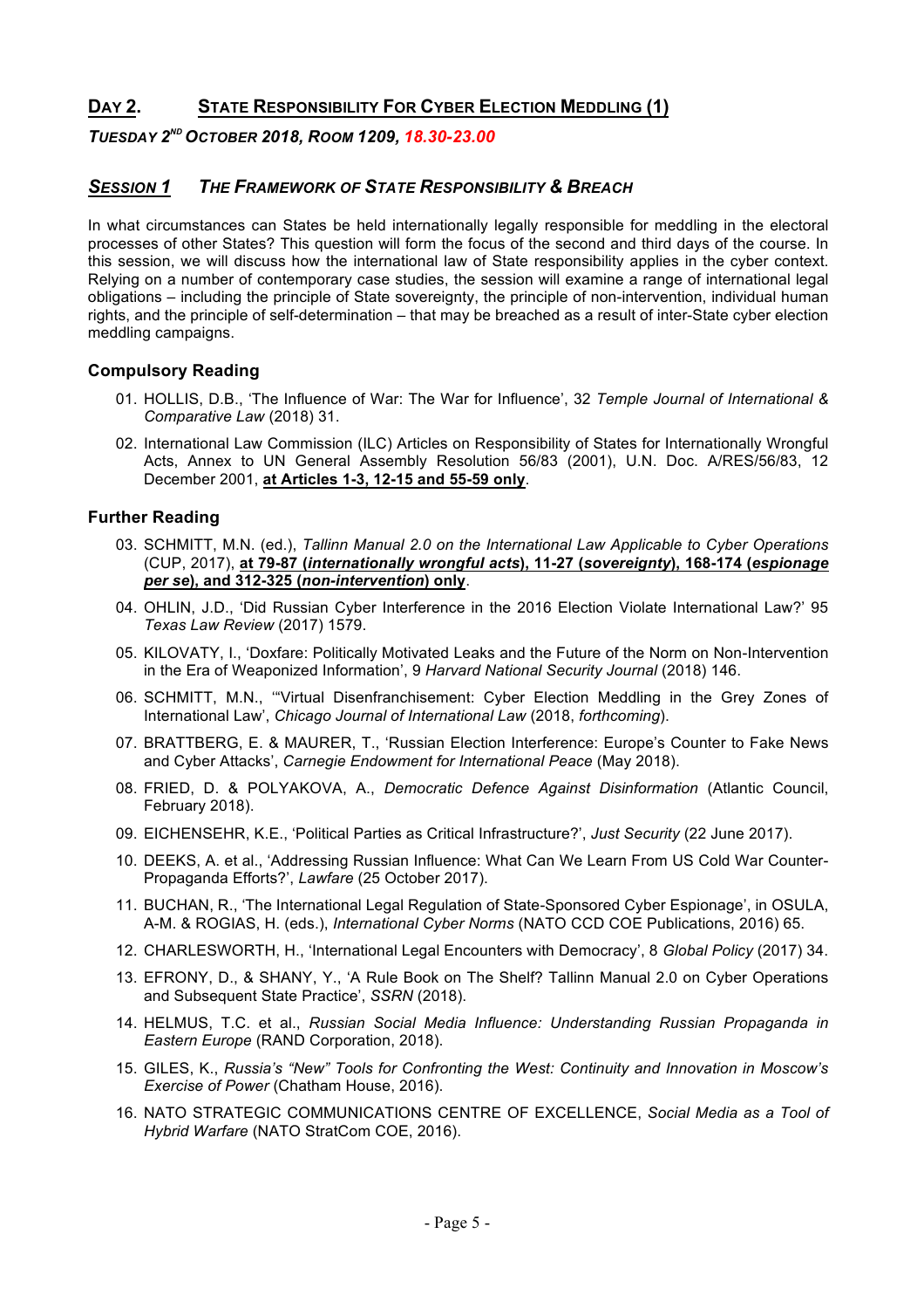## **DAY 2. STATE RESPONSIBILITY FOR CYBER ELECTION MEDDLING (1)**

***TUESDAY 2ND OCTOBER 2018, ROOM 1209, 18.30-23.00***

### ***SESSION 1*** ***THE FRAMEWORK OF STATE RESPONSIBILITY & BREACH***

In what circumstances can States be held internationally legally responsible for meddling in the electoral processes of other States? This question will form the focus of the second and third days of the course. In this session, we will discuss how the international law of State responsibility applies in the cyber context. Relying on a number of contemporary case studies, the session will examine a range of international legal obligations – including the principle of State sovereignty, the principle of non-intervention, individual human rights, and the principle of self-determination – that may be breached as a result of inter-State cyber election meddling campaigns.

#### **Compulsory Reading**

01. HOLLIS, D.B., 'The Influence of War: The War for Influence', 32 *Temple Journal of International & Comparative Law* (2018) 31.
02. International Law Commission (ILC) Articles on Responsibility of States for Internationally Wrongful Acts, Annex to UN General Assembly Resolution 56/83 (2001), U.N. Doc. A/RES/56/83, 12 December 2001, **at Articles 1-3, 12-15 and 55-59 only**.

#### **Further Reading**

03. SCHMITT, M.N. (ed.), *Tallinn Manual 2.0 on the International Law Applicable to Cyber Operations* (CUP, 2017), **at 79-87 (*internationally wrongful acts*), 11-27 (*sovereignty*), 168-174 (*espionage per se*), and 312-325 (*non-intervention*) only**.
04. OHLIN, J.D., 'Did Russian Cyber Interference in the 2016 Election Violate International Law?' 95 *Texas Law Review* (2017) 1579.
05. KILOVATY, I., 'Doxfare: Politically Motivated Leaks and the Future of the Norm on Non-Intervention in the Era of Weaponized Information', 9 *Harvard National Security Journal* (2018) 146.
06. SCHMITT, M.N., '"Virtual Disenfranchisement: Cyber Election Meddling in the Grey Zones of International Law', *Chicago Journal of International Law* (2018, *forthcoming*).
07. BRATTBERG, E. & MAURER, T., 'Russian Election Interference: Europe's Counter to Fake News and Cyber Attacks', *Carnegie Endowment for International Peace* (May 2018).
08. FRIED, D. & POLYAKOVA, A., *Democratic Defence Against Disinformation* (Atlantic Council, February 2018).
09. EICHENSEHR, K.E., 'Political Parties as Critical Infrastructure?', *Just Security* (22 June 2017).
10. DEEKS, A. et al., 'Addressing Russian Influence: What Can We Learn From US Cold War Counter-Propaganda Efforts?', *Lawfare* (25 October 2017).
11. BUCHAN, R., 'The International Legal Regulation of State-Sponsored Cyber Espionage', in OSULA, A-M. & ROGIAS, H. (eds.), *International Cyber Norms* (NATO CCD COE Publications, 2016) 65.
12. CHARLESWORTH, H., 'International Legal Encounters with Democracy', 8 *Global Policy* (2017) 34.
13. EFRONY, D., & SHANY, Y., 'A Rule Book on The Shelf? Tallinn Manual 2.0 on Cyber Operations and Subsequent State Practice', *SSRN* (2018).
14. HELMUS, T.C. et al., *Russian Social Media Influence: Understanding Russian Propaganda in Eastern Europe* (RAND Corporation, 2018).
15. GILES, K., *Russia's "New" Tools for Confronting the West: Continuity and Innovation in Moscow's Exercise of Power* (Chatham House, 2016).
16. NATO STRATEGIC COMMUNICATIONS CENTRE OF EXCELLENCE, *Social Media as a Tool of Hybrid Warfare* (NATO StratCom COE, 2016).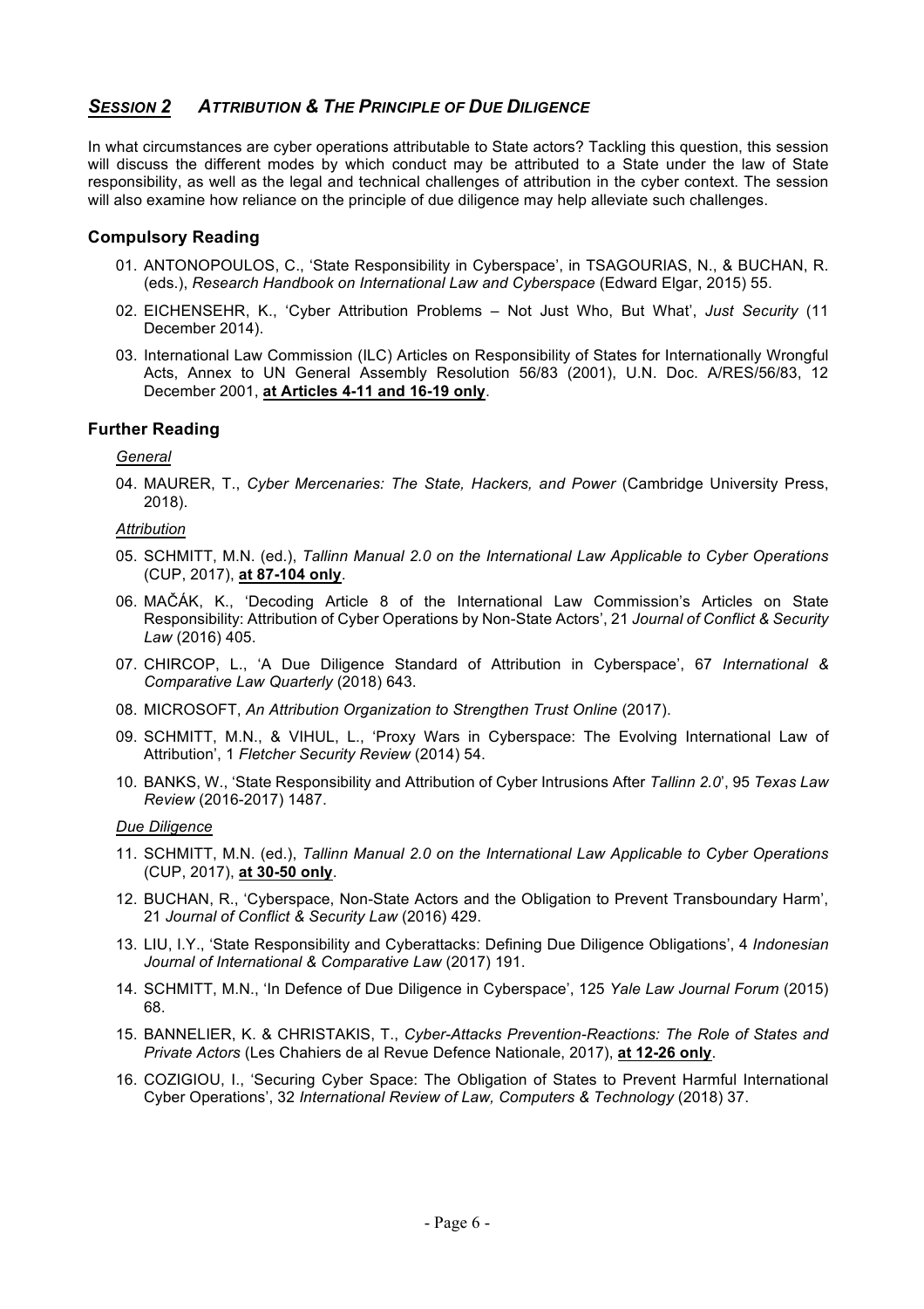## ***SESSION 2 ATTRIBUTION & THE PRINCIPLE OF DUE DILIGENCE***

In what circumstances are cyber operations attributable to State actors? Tackling this question, this session will discuss the different modes by which conduct may be attributed to a State under the law of State responsibility, as well as the legal and technical challenges of attribution in the cyber context. The session will also examine how reliance on the principle of due diligence may help alleviate such challenges.

### Compulsory Reading

01. ANTONOPOULOS, C., 'State Responsibility in Cyberspace', in TSAGOURIAS, N., & BUCHAN, R. (eds.), *Research Handbook on International Law and Cyberspace* (Edward Elgar, 2015) 55.
02. EICHENSEHR, K., 'Cyber Attribution Problems – Not Just Who, But What', *Just Security* (11 December 2014).
03. International Law Commission (ILC) Articles on Responsibility of States for Internationally Wrongful Acts, Annex to UN General Assembly Resolution 56/83 (2001), U.N. Doc. A/RES/56/83, 12 December 2001, **at Articles 4-11 and 16-19 only**.

### Further Reading

*General*

04. MAURER, T., *Cyber Mercenaries: The State, Hackers, and Power* (Cambridge University Press, 2018).

*Attribution*

05. SCHMITT, M.N. (ed.), *Tallinn Manual 2.0 on the International Law Applicable to Cyber Operations* (CUP, 2017), **at 87-104 only**.
06. MAČÁK, K., 'Decoding Article 8 of the International Law Commission's Articles on State Responsibility: Attribution of Cyber Operations by Non-State Actors', 21 *Journal of Conflict & Security Law* (2016) 405.
07. CHIRCOP, L., 'A Due Diligence Standard of Attribution in Cyberspace', 67 *International & Comparative Law Quarterly* (2018) 643.
08. MICROSOFT, *An Attribution Organization to Strengthen Trust Online* (2017).
09. SCHMITT, M.N., & VIHUL, L., 'Proxy Wars in Cyberspace: The Evolving International Law of Attribution', 1 *Fletcher Security Review* (2014) 54.
10. BANKS, W., 'State Responsibility and Attribution of Cyber Intrusions After *Tallinn 2.0*', 95 *Texas Law Review* (2016-2017) 1487.

*Due Diligence*

11. SCHMITT, M.N. (ed.), *Tallinn Manual 2.0 on the International Law Applicable to Cyber Operations* (CUP, 2017), **at 30-50 only**.
12. BUCHAN, R., 'Cyberspace, Non-State Actors and the Obligation to Prevent Transboundary Harm', 21 *Journal of Conflict & Security Law* (2016) 429.
13. LIU, I.Y., 'State Responsibility and Cyberattacks: Defining Due Diligence Obligations', 4 *Indonesian Journal of International & Comparative Law* (2017) 191.
14. SCHMITT, M.N., 'In Defence of Due Diligence in Cyberspace', 125 *Yale Law Journal Forum* (2015) 68.
15. BANNELIER, K. & CHRISTAKIS, T., *Cyber-Attacks Prevention-Reactions: The Role of States and Private Actors* (Les Chahiers de al Revue Defence Nationale, 2017), **at 12-26 only**.
16. COZIGIOU, I., 'Securing Cyber Space: The Obligation of States to Prevent Harmful International Cyber Operations', 32 *International Review of Law, Computers & Technology* (2018) 37.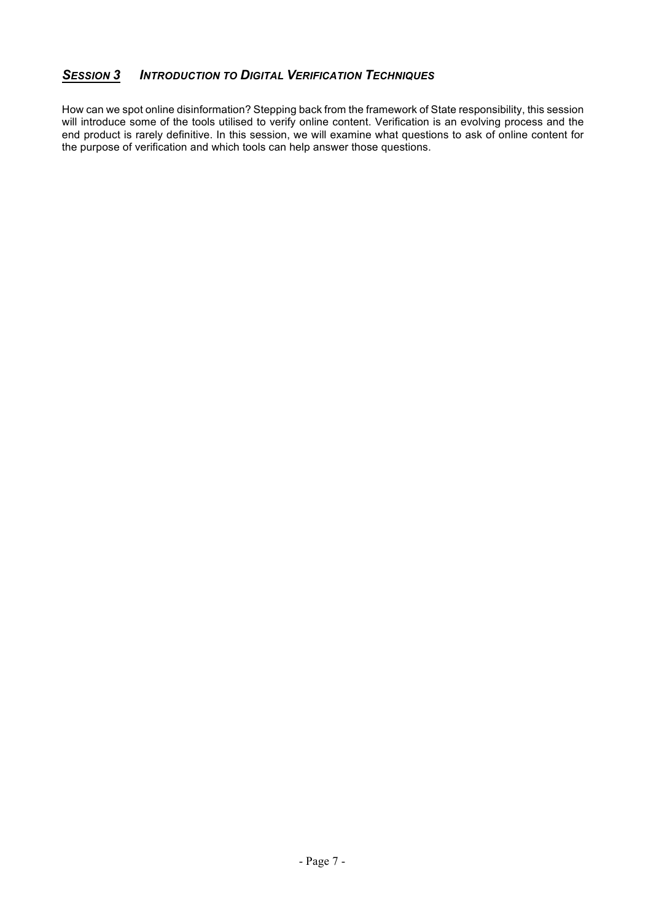## *Session 3 Introduction to Digital Verification Techniques*

How can we spot online disinformation? Stepping back from the framework of State responsibility, this session will introduce some of the tools utilised to verify online content. Verification is an evolving process and the end product is rarely definitive. In this session, we will examine what questions to ask of online content for the purpose of verification and which tools can help answer those questions.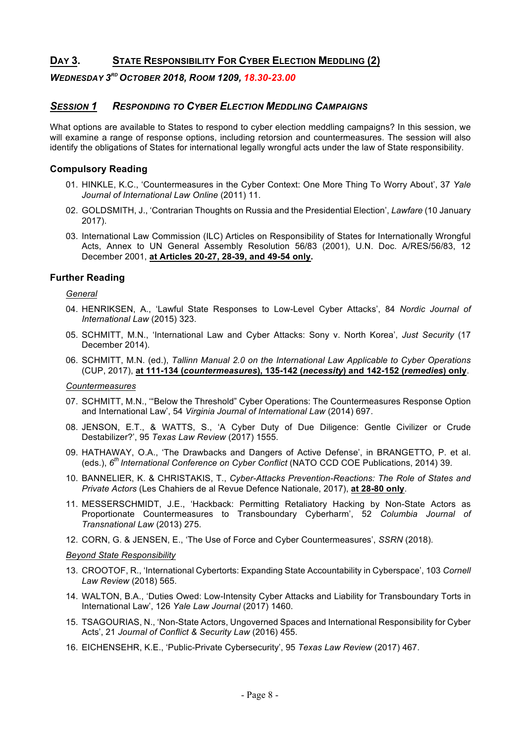## Day 3. State Responsibility For Cyber Election Meddling (2)

***Wednesday 3[rd] October 2018, Room 1209, 18.30-23.00***

### *Session 1* *Responding to Cyber Election Meddling Campaigns*

What options are available to States to respond to cyber election meddling campaigns? In this session, we will examine a range of response options, including retorsion and countermeasures. The session will also identify the obligations of States for international legally wrongful acts under the law of State responsibility.

#### Compulsory Reading

01. HINKLE, K.C., 'Countermeasures in the Cyber Context: One More Thing To Worry About', 37 *Yale Journal of International Law Online* (2011) 11.

02. GOLDSMITH, J., 'Contrarian Thoughts on Russia and the Presidential Election', *Lawfare* (10 January 2017).

03. International Law Commission (ILC) Articles on Responsibility of States for Internationally Wrongful Acts, Annex to UN General Assembly Resolution 56/83 (2001), U.N. Doc. A/RES/56/83, 12 December 2001, **at Articles 20-27, 28-39, and 49-54 only.**

#### Further Reading

*General*

04. HENRIKSEN, A., 'Lawful State Responses to Low-Level Cyber Attacks', 84 *Nordic Journal of International Law* (2015) 323.

05. SCHMITT, M.N., 'International Law and Cyber Attacks: Sony v. North Korea', *Just Security* (17 December 2014).

06. SCHMITT, M.N. (ed.), *Tallinn Manual 2.0 on the International Law Applicable to Cyber Operations* (CUP, 2017), **at 111-134 (*countermeasures*), 135-142 (*necessity*) and 142-152 (*remedies*) only**.

*Countermeasures*

07. SCHMITT, M.N., '"Below the Threshold" Cyber Operations: The Countermeasures Response Option and International Law', 54 *Virginia Journal of International Law* (2014) 697.

08. JENSON, E.T., & WATTS, S., 'A Cyber Duty of Due Diligence: Gentle Civilizer or Crude Destabilizer?', 95 *Texas Law Review* (2017) 1555.

09. HATHAWAY, O.A., 'The Drawbacks and Dangers of Active Defense', in BRANGETTO, P. et al. (eds.), *6[th] International Conference on Cyber Conflict* (NATO CCD COE Publications, 2014) 39.

10. BANNELIER, K. & CHRISTAKIS, T., *Cyber-Attacks Prevention-Reactions: The Role of States and Private Actors* (Les Chahiers de al Revue Defence Nationale, 2017), **at 28-80 only**.

11. MESSERSCHMIDT, J.E., 'Hackback: Permitting Retaliatory Hacking by Non-State Actors as Proportionate Countermeasures to Transboundary Cyberharm', 52 *Columbia Journal of Transnational Law* (2013) 275.

12. CORN, G. & JENSEN, E., 'The Use of Force and Cyber Countermeasures', *SSRN* (2018).

*Beyond State Responsibility*

13. CROOTOF, R., 'International Cybertorts: Expanding State Accountability in Cyberspace', 103 *Cornell Law Review* (2018) 565.

14. WALTON, B.A., 'Duties Owed: Low-Intensity Cyber Attacks and Liability for Transboundary Torts in International Law', 126 *Yale Law Journal* (2017) 1460.

15. TSAGOURIAS, N., 'Non-State Actors, Ungoverned Spaces and International Responsibility for Cyber Acts', 21 *Journal of Conflict & Security Law* (2016) 455.

16. EICHENSEHR, K.E., 'Public-Private Cybersecurity', 95 *Texas Law Review* (2017) 467.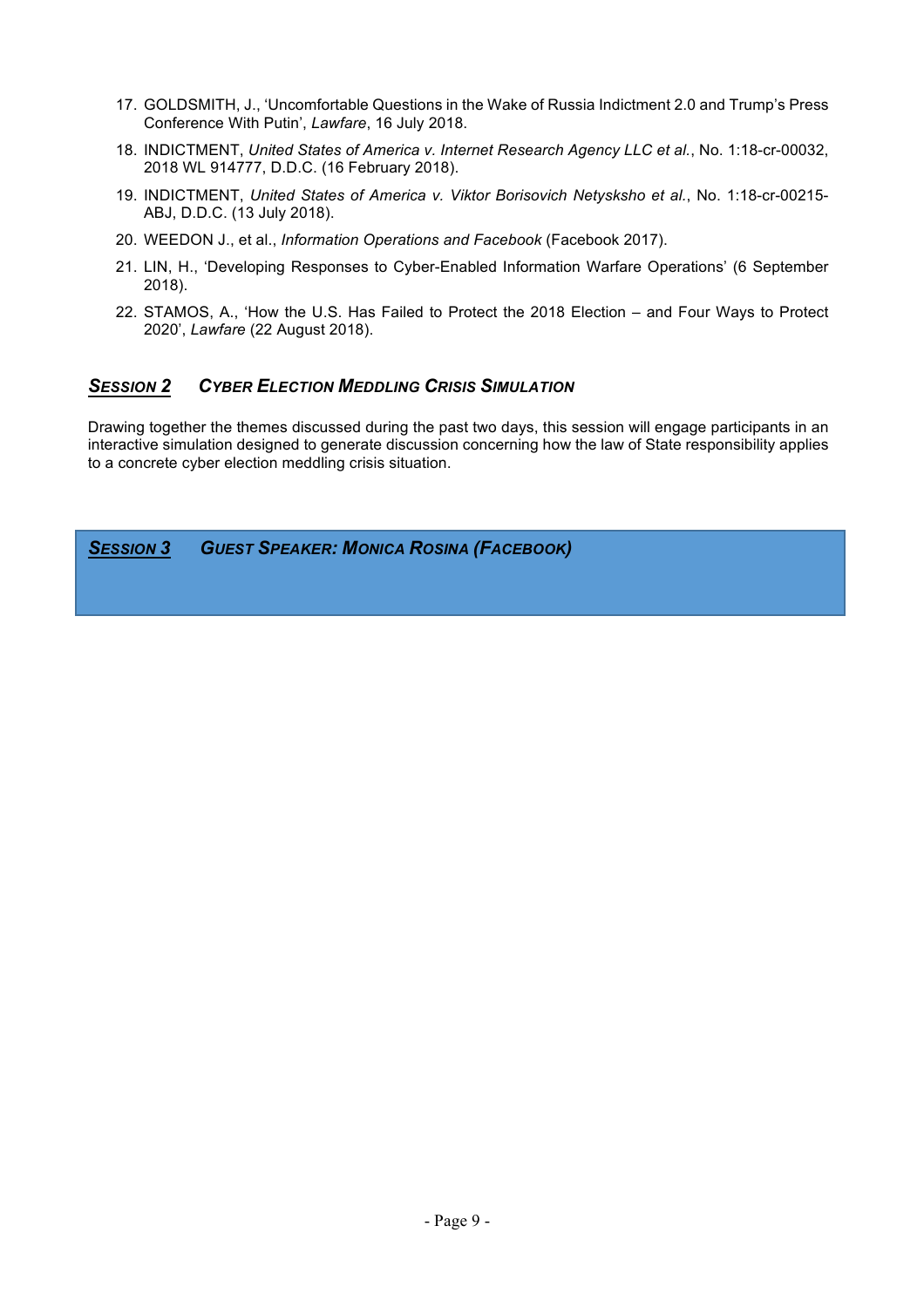17. GOLDSMITH, J., 'Uncomfortable Questions in the Wake of Russia Indictment 2.0 and Trump's Press Conference With Putin', *Lawfare*, 16 July 2018.
18. INDICTMENT, *United States of America v. Internet Research Agency LLC et al.*, No. 1:18-cr-00032, 2018 WL 914777, D.D.C. (16 February 2018).
19. INDICTMENT, *United States of America v. Viktor Borisovich Netyksho et al.*, No. 1:18-cr-00215-ABJ, D.D.C. (13 July 2018).
20. WEEDON J., et al., *Information Operations and Facebook* (Facebook 2017).
21. LIN, H., 'Developing Responses to Cyber-Enabled Information Warfare Operations' (6 September 2018).
22. STAMOS, A., 'How the U.S. Has Failed to Protect the 2018 Election – and Four Ways to Protect 2020', *Lawfare* (22 August 2018).

## ***Session 2*** ***Cyber Election Meddling Crisis Simulation***

Drawing together the themes discussed during the past two days, this session will engage participants in an interactive simulation designed to generate discussion concerning how the law of State responsibility applies to a concrete cyber election meddling crisis situation.

## ***Session 3*** ***Guest Speaker: Monica Rosina (Facebook)***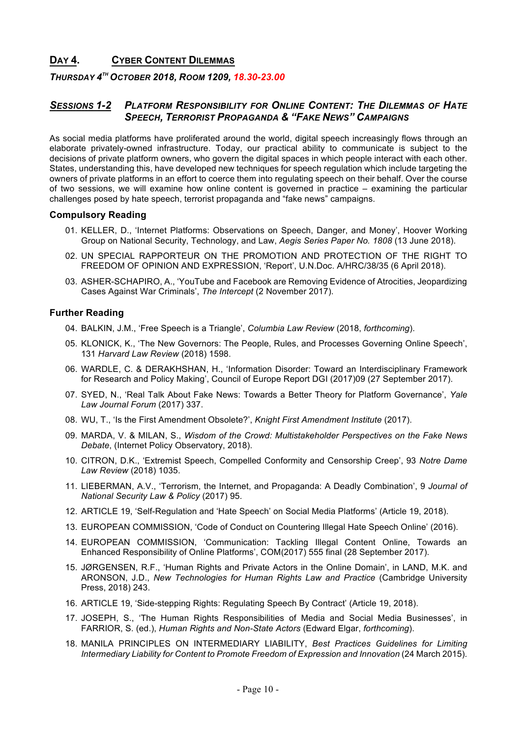## DAY 4. CYBER CONTENT DILEMMAS

***THURSDAY 4TH OCTOBER 2018, ROOM 1209, 18.30-23.00***

### *SESSIONS 1-2* *PLATFORM RESPONSIBILITY FOR ONLINE CONTENT: THE DILEMMAS OF HATE SPEECH, TERRORIST PROPAGANDA & "FAKE NEWS" CAMPAIGNS*

As social media platforms have proliferated around the world, digital speech increasingly flows through an elaborate privately-owned infrastructure. Today, our practical ability to communicate is subject to the decisions of private platform owners, who govern the digital spaces in which people interact with each other. States, understanding this, have developed new techniques for speech regulation which include targeting the owners of private platforms in an effort to coerce them into regulating speech on their behalf. Over the course of two sessions, we will examine how online content is governed in practice – examining the particular challenges posed by hate speech, terrorist propaganda and "fake news" campaigns.

#### Compulsory Reading

01. KELLER, D., 'Internet Platforms: Observations on Speech, Danger, and Money', Hoover Working Group on National Security, Technology, and Law, *Aegis Series Paper No. 1808* (13 June 2018).
02. UN SPECIAL RAPPORTEUR ON THE PROMOTION AND PROTECTION OF THE RIGHT TO FREEDOM OF OPINION AND EXPRESSION, 'Report', U.N.Doc. A/HRC/38/35 (6 April 2018).
03. ASHER-SCHAPIRO, A., 'YouTube and Facebook are Removing Evidence of Atrocities, Jeopardizing Cases Against War Criminals', *The Intercept* (2 November 2017).

#### Further Reading

04. BALKIN, J.M., 'Free Speech is a Triangle', *Columbia Law Review* (2018, *forthcoming*).
05. KLONICK, K., 'The New Governors: The People, Rules, and Processes Governing Online Speech', 131 *Harvard Law Review* (2018) 1598.
06. WARDLE, C. & DERAKHSHAN, H., 'Information Disorder: Toward an Interdisciplinary Framework for Research and Policy Making', Council of Europe Report DGI (2017)09 (27 September 2017).
07. SYED, N., 'Real Talk About Fake News: Towards a Better Theory for Platform Governance', *Yale Law Journal Forum* (2017) 337.
08. WU, T., 'Is the First Amendment Obsolete?', *Knight First Amendment Institute* (2017).
09. MARDA, V. & MILAN, S., *Wisdom of the Crowd: Multistakeholder Perspectives on the Fake News Debate*, (Internet Policy Observatory, 2018).
10. CITRON, D.K., 'Extremist Speech, Compelled Conformity and Censorship Creep', 93 *Notre Dame Law Review* (2018) 1035.
11. LIEBERMAN, A.V., 'Terrorism, the Internet, and Propaganda: A Deadly Combination', 9 *Journal of National Security Law & Policy* (2017) 95.
12. ARTICLE 19, 'Self-Regulation and 'Hate Speech' on Social Media Platforms' (Article 19, 2018).
13. EUROPEAN COMMISSION, 'Code of Conduct on Countering Illegal Hate Speech Online' (2016).
14. EUROPEAN COMMISSION, 'Communication: Tackling Illegal Content Online, Towards an Enhanced Responsibility of Online Platforms', COM(2017) 555 final (28 September 2017).
15. JØRGENSEN, R.F., 'Human Rights and Private Actors in the Online Domain', in LAND, M.K. and ARONSON, J.D., *New Technologies for Human Rights Law and Practice* (Cambridge University Press, 2018) 243.
16. ARTICLE 19, 'Side-stepping Rights: Regulating Speech By Contract' (Article 19, 2018).
17. JOSEPH, S., 'The Human Rights Responsibilities of Media and Social Media Businesses', in FARRIOR, S. (ed.), *Human Rights and Non-State Actors* (Edward Elgar, *forthcoming*).
18. MANILA PRINCIPLES ON INTERMEDIARY LIABILITY, *Best Practices Guidelines for Limiting Intermediary Liability for Content to Promote Freedom of Expression and Innovation* (24 March 2015).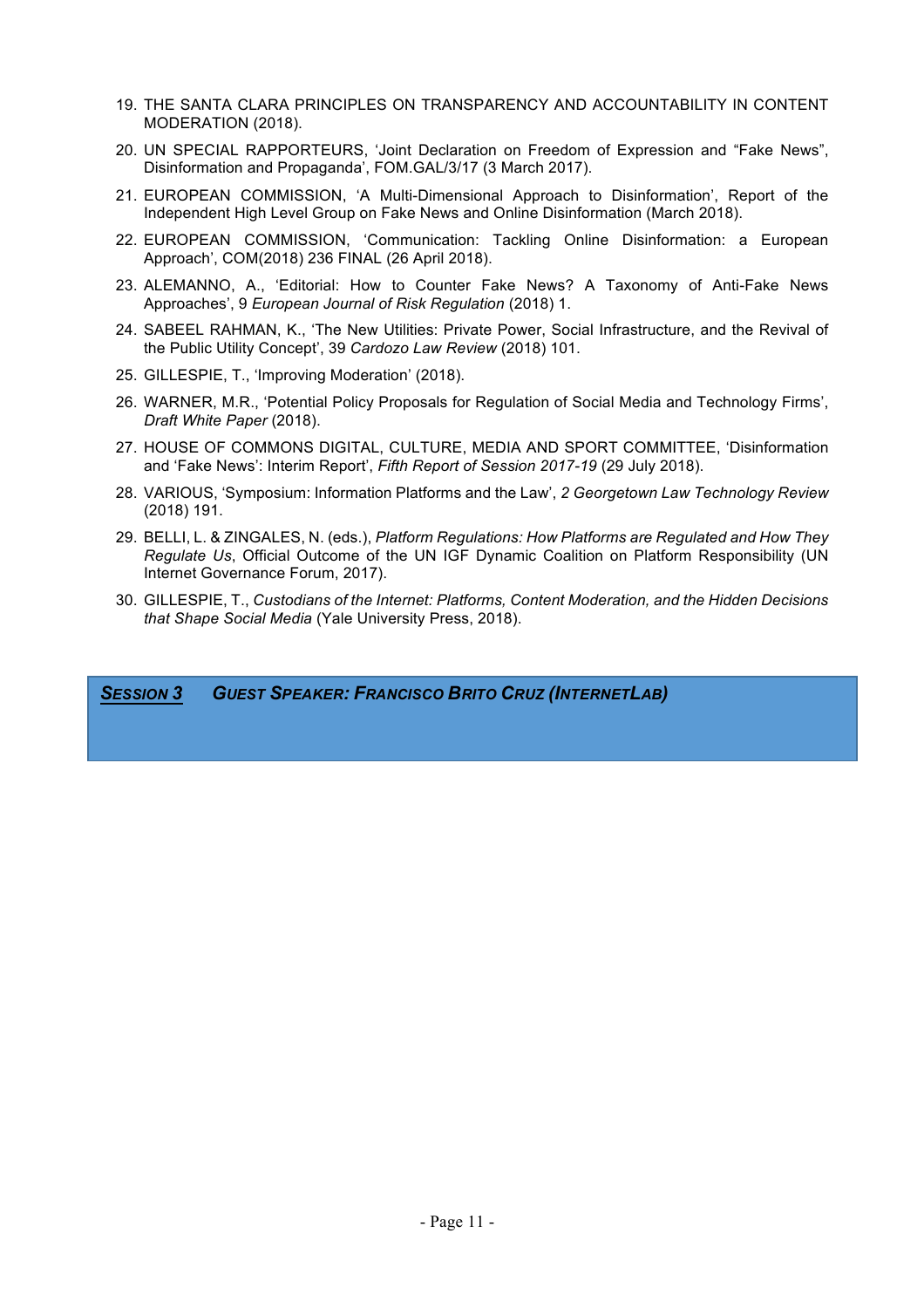19. THE SANTA CLARA PRINCIPLES ON TRANSPARENCY AND ACCOUNTABILITY IN CONTENT MODERATION (2018).
20. UN SPECIAL RAPPORTEURS, 'Joint Declaration on Freedom of Expression and "Fake News", Disinformation and Propaganda', FOM.GAL/3/17 (3 March 2017).
21. EUROPEAN COMMISSION, 'A Multi-Dimensional Approach to Disinformation', Report of the Independent High Level Group on Fake News and Online Disinformation (March 2018).
22. EUROPEAN COMMISSION, 'Communication: Tackling Online Disinformation: a European Approach', COM(2018) 236 FINAL (26 April 2018).
23. ALEMANNO, A., 'Editorial: How to Counter Fake News? A Taxonomy of Anti-Fake News Approaches', 9 *European Journal of Risk Regulation* (2018) 1.
24. SABEEL RAHMAN, K., 'The New Utilities: Private Power, Social Infrastructure, and the Revival of the Public Utility Concept', 39 *Cardozo Law Review* (2018) 101.
25. GILLESPIE, T., 'Improving Moderation' (2018).
26. WARNER, M.R., 'Potential Policy Proposals for Regulation of Social Media and Technology Firms', *Draft White Paper* (2018).
27. HOUSE OF COMMONS DIGITAL, CULTURE, MEDIA AND SPORT COMMITTEE, 'Disinformation and 'Fake News': Interim Report', *Fifth Report of Session 2017-19* (29 July 2018).
28. VARIOUS, 'Symposium: Information Platforms and the Law', *2 Georgetown Law Technology Review* (2018) 191.
29. BELLI, L. & ZINGALES, N. (eds.), *Platform Regulations: How Platforms are Regulated and How They Regulate Us*, Official Outcome of the UN IGF Dynamic Coalition on Platform Responsibility (UN Internet Governance Forum, 2017).
30. GILLESPIE, T., *Custodians of the Internet: Platforms, Content Moderation, and the Hidden Decisions that Shape Social Media* (Yale University Press, 2018).

## ***SESSION 3*** ***GUEST SPEAKER: FRANCISCO BRITO CRUZ (INTERNETLAB)***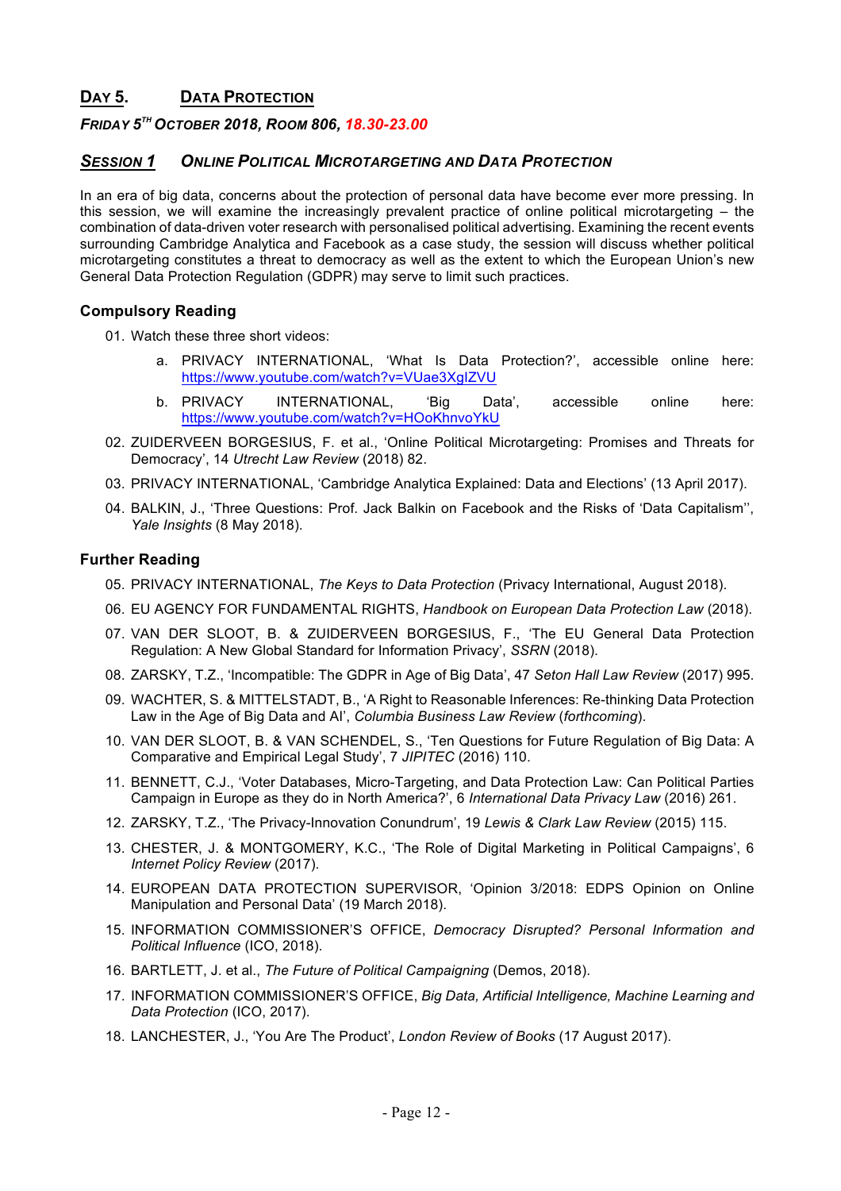## Day 5. Data Protection

***Friday 5[th] October 2018, Room 806, 18.30-23.00***

### *Session 1 Online Political Microtargeting and Data Protection*

In an era of big data, concerns about the protection of personal data have become ever more pressing. In this session, we will examine the increasingly prevalent practice of online political microtargeting – the combination of data-driven voter research with personalised political advertising. Examining the recent events surrounding Cambridge Analytica and Facebook as a case study, the session will discuss whether political microtargeting constitutes a threat to democracy as well as the extent to which the European Union's new General Data Protection Regulation (GDPR) may serve to limit such practices.

#### Compulsory Reading

01. Watch these three short videos:
    a. PRIVACY INTERNATIONAL, 'What Is Data Protection?', accessible online here: https://www.youtube.com/watch?v=VUae3XglZVU
    b. PRIVACY INTERNATIONAL, 'Big Data', accessible online here: https://www.youtube.com/watch?v=HOoKhnvoYkU
02. ZUIDERVEEN BORGESIUS, F. et al., 'Online Political Microtargeting: Promises and Threats for Democracy', 14 *Utrecht Law Review* (2018) 82.
03. PRIVACY INTERNATIONAL, 'Cambridge Analytica Explained: Data and Elections' (13 April 2017).
04. BALKIN, J., 'Three Questions: Prof. Jack Balkin on Facebook and the Risks of 'Data Capitalism'', *Yale Insights* (8 May 2018).

#### Further Reading

05. PRIVACY INTERNATIONAL, *The Keys to Data Protection* (Privacy International, August 2018).
06. EU AGENCY FOR FUNDAMENTAL RIGHTS, *Handbook on European Data Protection Law* (2018).
07. VAN DER SLOOT, B. & ZUIDERVEEN BORGESIUS, F., 'The EU General Data Protection Regulation: A New Global Standard for Information Privacy', *SSRN* (2018).
08. ZARSKY, T.Z., 'Incompatible: The GDPR in Age of Big Data', 47 *Seton Hall Law Review* (2017) 995.
09. WACHTER, S. & MITTELSTADT, B., 'A Right to Reasonable Inferences: Re-thinking Data Protection Law in the Age of Big Data and AI', *Columbia Business Law Review* (*forthcoming*).
10. VAN DER SLOOT, B. & VAN SCHENDEL, S., 'Ten Questions for Future Regulation of Big Data: A Comparative and Empirical Legal Study', 7 *JIPITEC* (2016) 110.
11. BENNETT, C.J., 'Voter Databases, Micro-Targeting, and Data Protection Law: Can Political Parties Campaign in Europe as they do in North America?', 6 *International Data Privacy Law* (2016) 261.
12. ZARSKY, T.Z., 'The Privacy-Innovation Conundrum', 19 *Lewis & Clark Law Review* (2015) 115.
13. CHESTER, J. & MONTGOMERY, K.C., 'The Role of Digital Marketing in Political Campaigns', 6 *Internet Policy Review* (2017).
14. EUROPEAN DATA PROTECTION SUPERVISOR, 'Opinion 3/2018: EDPS Opinion on Online Manipulation and Personal Data' (19 March 2018).
15. INFORMATION COMMISSIONER'S OFFICE, *Democracy Disrupted? Personal Information and Political Influence* (ICO, 2018).
16. BARTLETT, J. et al., *The Future of Political Campaigning* (Demos, 2018).
17. INFORMATION COMMISSIONER'S OFFICE, *Big Data, Artificial Intelligence, Machine Learning and Data Protection* (ICO, 2017).
18. LANCHESTER, J., 'You Are The Product', *London Review of Books* (17 August 2017).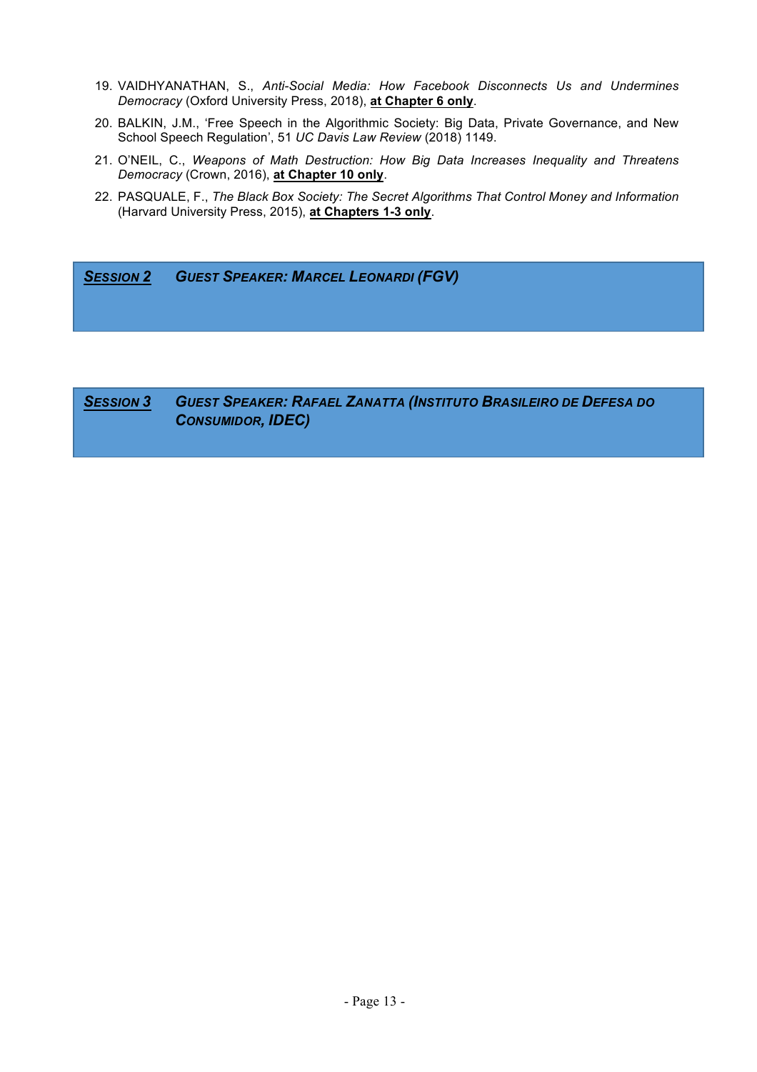19. VAIDHYANATHAN, S., *Anti-Social Media: How Facebook Disconnects Us and Undermines Democracy* (Oxford University Press, 2018), **at Chapter 6 only**.
20. BALKIN, J.M., 'Free Speech in the Algorithmic Society: Big Data, Private Governance, and New School Speech Regulation', 51 *UC Davis Law Review* (2018) 1149.
21. O'NEIL, C., *Weapons of Math Destruction: How Big Data Increases Inequality and Threatens Democracy* (Crown, 2016), **at Chapter 10 only**.
22. PASQUALE, F., *The Black Box Society: The Secret Algorithms That Control Money and Information* (Harvard University Press, 2015), **at Chapters 1-3 only**.

## ***Session 2*** ***Guest Speaker: Marcel Leonardi (FGV)***

## ***Session 3*** ***Guest Speaker: Rafael Zanatta (Instituto Brasileiro de Defesa do Consumidor, IDEC)***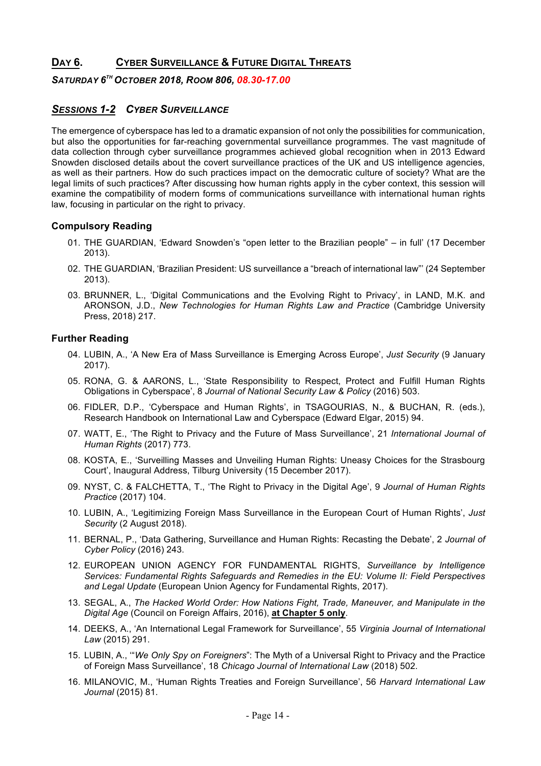## DAY 6. CYBER SURVEILLANCE & FUTURE DIGITAL THREATS

***SATURDAY 6TH OCTOBER 2018, ROOM 806, 08.30-17.00***

### *SESSIONS 1-2 CYBER SURVEILLANCE*

The emergence of cyberspace has led to a dramatic expansion of not only the possibilities for communication, but also the opportunities for far-reaching governmental surveillance programmes. The vast magnitude of data collection through cyber surveillance programmes achieved global recognition when in 2013 Edward Snowden disclosed details about the covert surveillance practices of the UK and US intelligence agencies, as well as their partners. How do such practices impact on the democratic culture of society? What are the legal limits of such practices? After discussing how human rights apply in the cyber context, this session will examine the compatibility of modern forms of communications surveillance with international human rights law, focusing in particular on the right to privacy.

#### Compulsory Reading

01. THE GUARDIAN, 'Edward Snowden's "open letter to the Brazilian people" – in full' (17 December 2013).
02. THE GUARDIAN, 'Brazilian President: US surveillance a "breach of international law"' (24 September 2013).
03. BRUNNER, L., 'Digital Communications and the Evolving Right to Privacy', in LAND, M.K. and ARONSON, J.D., *New Technologies for Human Rights Law and Practice* (Cambridge University Press, 2018) 217.

#### Further Reading

04. LUBIN, A., 'A New Era of Mass Surveillance is Emerging Across Europe', *Just Security* (9 January 2017).
05. RONA, G. & AARONS, L., 'State Responsibility to Respect, Protect and Fulfill Human Rights Obligations in Cyberspace', 8 *Journal of National Security Law & Policy* (2016) 503.
06. FIDLER, D.P., 'Cyberspace and Human Rights', in TSAGOURIAS, N., & BUCHAN, R. (eds.), Research Handbook on International Law and Cyberspace (Edward Elgar, 2015) 94.
07. WATT, E., 'The Right to Privacy and the Future of Mass Surveillance', 21 *International Journal of Human Rights* (2017) 773.
08. KOSTA, E., 'Surveilling Masses and Unveiling Human Rights: Uneasy Choices for the Strasbourg Court', Inaugural Address, Tilburg University (15 December 2017).
09. NYST, C. & FALCHETTA, T., 'The Right to Privacy in the Digital Age', 9 *Journal of Human Rights Practice* (2017) 104.
10. LUBIN, A., 'Legitimizing Foreign Mass Surveillance in the European Court of Human Rights', *Just Security* (2 August 2018).
11. BERNAL, P., 'Data Gathering, Surveillance and Human Rights: Recasting the Debate', 2 *Journal of Cyber Policy* (2016) 243.
12. EUROPEAN UNION AGENCY FOR FUNDAMENTAL RIGHTS, *Surveillance by Intelligence Services: Fundamental Rights Safeguards and Remedies in the EU: Volume II: Field Perspectives and Legal Update* (European Union Agency for Fundamental Rights, 2017).
13. SEGAL, A., *The Hacked World Order: How Nations Fight, Trade, Maneuver, and Manipulate in the Digital Age* (Council on Foreign Affairs, 2016), **at Chapter 5 only**.
14. DEEKS, A., 'An International Legal Framework for Surveillance', 55 *Virginia Journal of International Law* (2015) 291.
15. LUBIN, A., '"*We Only Spy on Foreigners*": The Myth of a Universal Right to Privacy and the Practice of Foreign Mass Surveillance', 18 *Chicago Journal of International Law* (2018) 502.
16. MILANOVIC, M., 'Human Rights Treaties and Foreign Surveillance', 56 *Harvard International Law Journal* (2015) 81.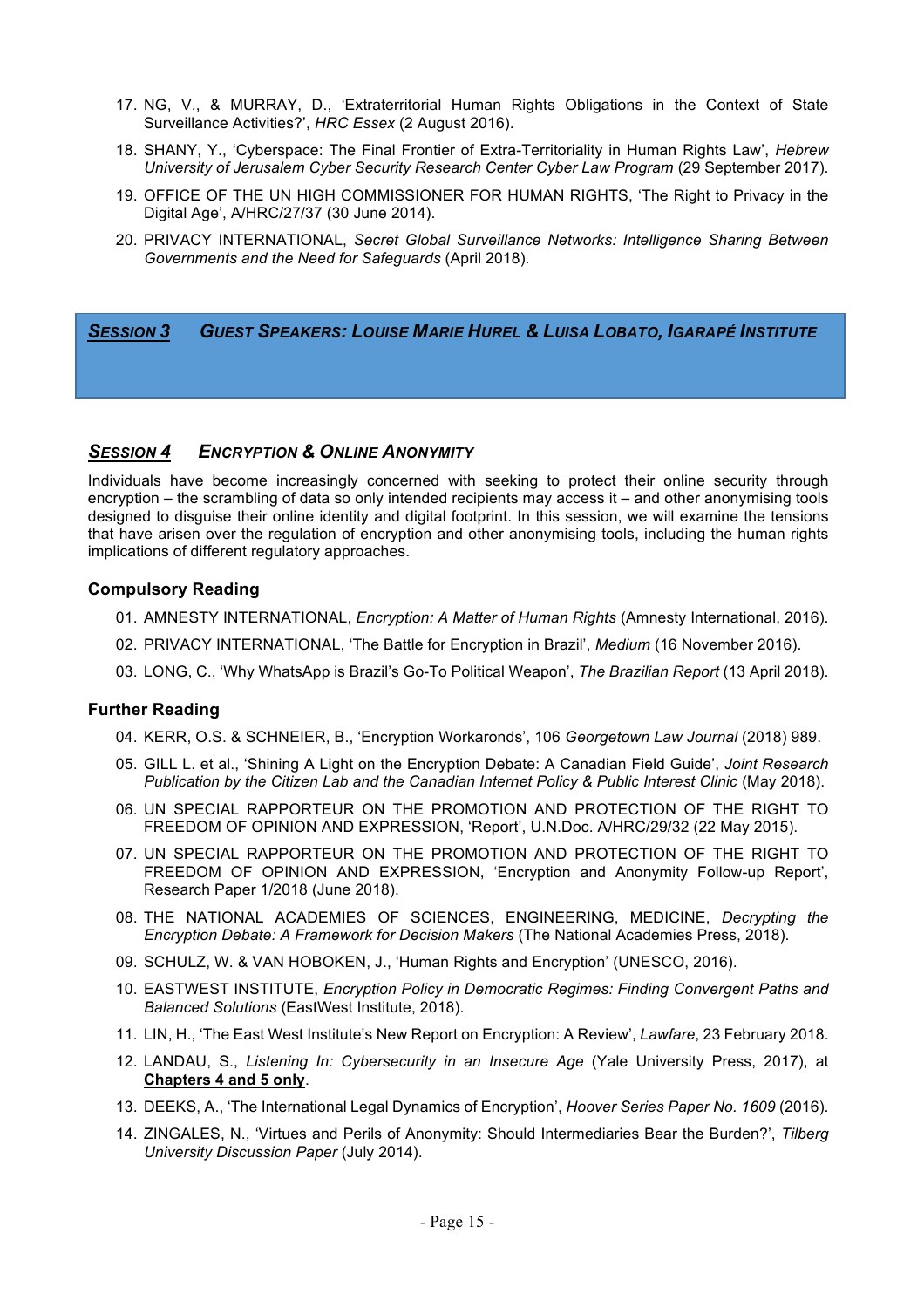17. NG, V., & MURRAY, D., 'Extraterritorial Human Rights Obligations in the Context of State Surveillance Activities?', *HRC Essex* (2 August 2016).
18. SHANY, Y., 'Cyberspace: The Final Frontier of Extra-Territoriality in Human Rights Law', *Hebrew University of Jerusalem Cyber Security Research Center Cyber Law Program* (29 September 2017).
19. OFFICE OF THE UN HIGH COMMISSIONER FOR HUMAN RIGHTS, 'The Right to Privacy in the Digital Age', A/HRC/27/37 (30 June 2014).
20. PRIVACY INTERNATIONAL, *Secret Global Surveillance Networks: Intelligence Sharing Between Governments and the Need for Safeguards* (April 2018).

## *<u>SESSION 3</u>* *GUEST SPEAKERS: LOUISE MARIE HUREL & LUISA LOBATO, IGARAPÉ INSTITUTE*

## *<u>SESSION 4</u>* *ENCRYPTION & ONLINE ANONYMITY*

Individuals have become increasingly concerned with seeking to protect their online security through encryption – the scrambling of data so only intended recipients may access it – and other anonymising tools designed to disguise their online identity and digital footprint. In this session, we will examine the tensions that have arisen over the regulation of encryption and other anonymising tools, including the human rights implications of different regulatory approaches.

### Compulsory Reading

01. AMNESTY INTERNATIONAL, *Encryption: A Matter of Human Rights* (Amnesty International, 2016).
02. PRIVACY INTERNATIONAL, 'The Battle for Encryption in Brazil', *Medium* (16 November 2016).
03. LONG, C., 'Why WhatsApp is Brazil's Go-To Political Weapon', *The Brazilian Report* (13 April 2018).

### Further Reading

04. KERR, O.S. & SCHNEIER, B., 'Encryption Workarondś', 106 *Georgetown Law Journal* (2018) 989.
05. GILL L. et al., 'Shining A Light on the Encryption Debate: A Canadian Field Guide', *Joint Research Publication by the Citizen Lab and the Canadian Internet Policy & Public Interest Clinic* (May 2018).
06. UN SPECIAL RAPPORTEUR ON THE PROMOTION AND PROTECTION OF THE RIGHT TO FREEDOM OF OPINION AND EXPRESSION, 'Report', U.N.Doc. A/HRC/29/32 (22 May 2015).
07. UN SPECIAL RAPPORTEUR ON THE PROMOTION AND PROTECTION OF THE RIGHT TO FREEDOM OF OPINION AND EXPRESSION, 'Encryption and Anonymity Follow-up Report', Research Paper 1/2018 (June 2018).
08. THE NATIONAL ACADEMIES OF SCIENCES, ENGINEERING, MEDICINE, *Decrypting the Encryption Debate: A Framework for Decision Makers* (The National Academies Press, 2018).
09. SCHULZ, W. & VAN HOBOKEN, J., 'Human Rights and Encryption' (UNESCO, 2016).
10. EASTWEST INSTITUTE, *Encryption Policy in Democratic Regimes: Finding Convergent Paths and Balanced Solutions* (EastWest Institute, 2018).
11. LIN, H., 'The East West Institute's New Report on Encryption: A Review', *Lawfare*, 23 February 2018.
12. LANDAU, S., *Listening In: Cybersecurity in an Insecure Age* (Yale University Press, 2017), at **<u>Chapters 4 and 5 only</u>**.
13. DEEKS, A., 'The International Legal Dynamics of Encryption', *Hoover Series Paper No. 1609* (2016).
14. ZINGALES, N., 'Virtues and Perils of Anonymity: Should Intermediaries Bear the Burden?', *Tilberg University Discussion Paper* (July 2014).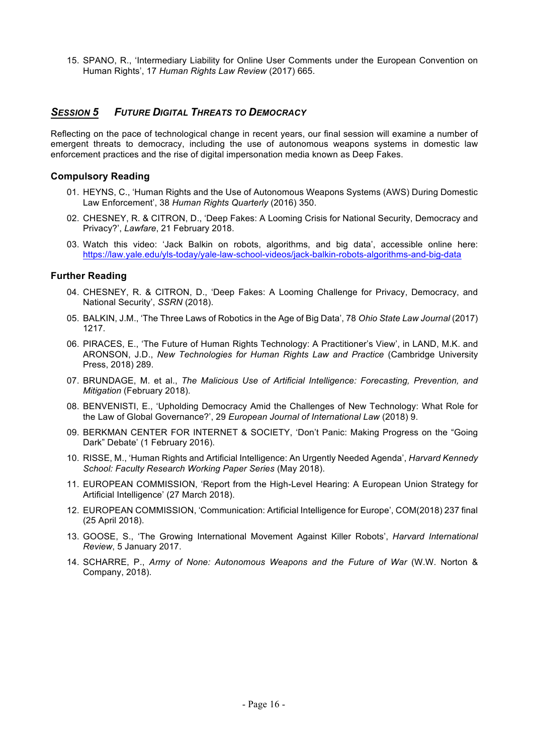15. SPANO, R., 'Intermediary Liability for Online User Comments under the European Convention on Human Rights', 17 *Human Rights Law Review* (2017) 665.

## ***SESSION 5*** ***FUTURE DIGITAL THREATS TO DEMOCRACY***

Reflecting on the pace of technological change in recent years, our final session will examine a number of emergent threats to democracy, including the use of autonomous weapons systems in domestic law enforcement practices and the rise of digital impersonation media known as Deep Fakes.

### Compulsory Reading

01. HEYNS, C., 'Human Rights and the Use of Autonomous Weapons Systems (AWS) During Domestic Law Enforcement', 38 *Human Rights Quarterly* (2016) 350.
02. CHESNEY, R. & CITRON, D., 'Deep Fakes: A Looming Crisis for National Security, Democracy and Privacy?', *Lawfare*, 21 February 2018.
03. Watch this video: 'Jack Balkin on robots, algorithms, and big data', accessible online here: https://law.yale.edu/yls-today/yale-law-school-videos/jack-balkin-robots-algorithms-and-big-data

### Further Reading

04. CHESNEY, R. & CITRON, D., 'Deep Fakes: A Looming Challenge for Privacy, Democracy, and National Security', *SSRN* (2018).
05. BALKIN, J.M., 'The Three Laws of Robotics in the Age of Big Data', 78 *Ohio State Law Journal* (2017) 1217.
06. PIRACES, E., 'The Future of Human Rights Technology: A Practitioner's View', in LAND, M.K. and ARONSON, J.D., *New Technologies for Human Rights Law and Practice* (Cambridge University Press, 2018) 289.
07. BRUNDAGE, M. et al., *The Malicious Use of Artificial Intelligence: Forecasting, Prevention, and Mitigation* (February 2018).
08. BENVENISTI, E., 'Upholding Democracy Amid the Challenges of New Technology: What Role for the Law of Global Governance?', 29 *European Journal of International Law* (2018) 9.
09. BERKMAN CENTER FOR INTERNET & SOCIETY, 'Don't Panic: Making Progress on the "Going Dark" Debate' (1 February 2016).
10. RISSE, M., 'Human Rights and Artificial Intelligence: An Urgently Needed Agenda', *Harvard Kennedy School: Faculty Research Working Paper Series* (May 2018).
11. EUROPEAN COMMISSION, 'Report from the High-Level Hearing: A European Union Strategy for Artificial Intelligence' (27 March 2018).
12. EUROPEAN COMMISSION, 'Communication: Artificial Intelligence for Europe', COM(2018) 237 final (25 April 2018).
13. GOOSE, S., 'The Growing International Movement Against Killer Robots', *Harvard International Review*, 5 January 2017.
14. SCHARRE, P., *Army of None: Autonomous Weapons and the Future of War* (W.W. Norton & Company, 2018).